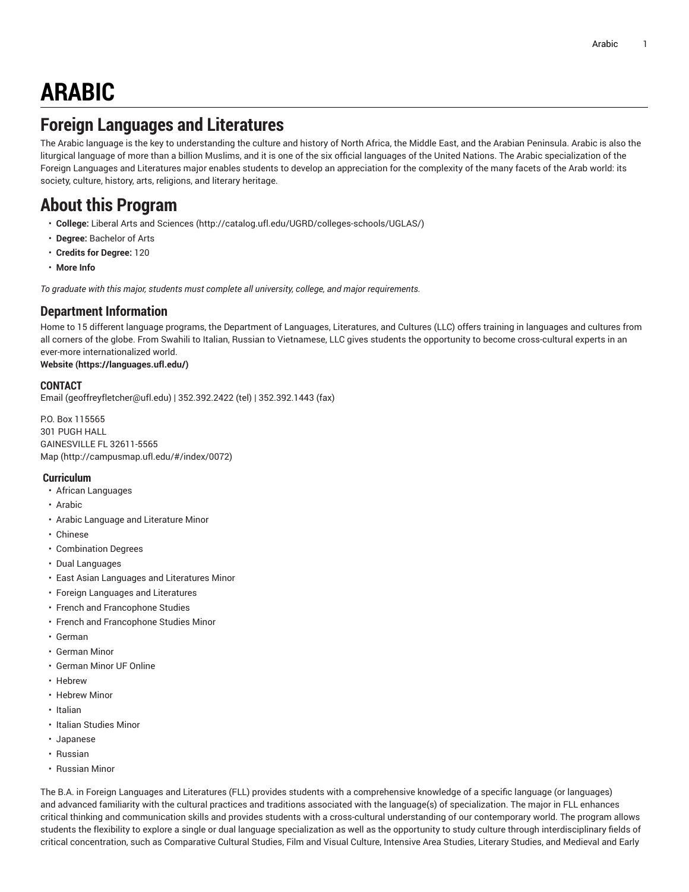# ARABIC

## Foreign Languages and Literatures

The Arabic language is the key to understanding the culture and history of North Africa, the Middle East, and the Arabian Peninsula. Arabic is also the liturgical language of more than a billion Muslims, and it is one of the six official languages of the United Nations. The Arabic specialization of the Foreign Languages and Literatures major enables students to develop an appreciation for the complexity of the many facets of the Arab world: its society, culture, history, arts, religions, and literary heritage.

## About this Program

- **College:** Liberal Arts and Sciences (http://catalog.ufl.edu/UGRD/colleges-schools/UGLAS/)
- **Degree:** Bachelor of Arts
- **Credits for Degree:** 120
- **More Info**

*To graduate with this major, students must complete all university, college, and major requirements.*

### Department Information

Home to 15 different language programs, the Department of Languages, Literatures, and Cultures (LLC) offers training in languages and cultures from all corners of the globe. From Swahili to Italian, Russian to Vietnamese, LLC gives students the opportunity to become cross-cultural experts in an ever-more internationalized world.
**Website (https://languages.ufl.edu/)**

#### CONTACT

Email (geoffreyfletcher@ufl.edu) | 352.392.2422 (tel) | 352.392.1443 (fax)

P.O. Box 115565
301 PUGH HALL
GAINESVILLE FL 32611-5565
Map (http://campusmap.ufl.edu/#/index/0072)

#### Curriculum

- African Languages
- Arabic
- Arabic Language and Literature Minor
- Chinese
- Combination Degrees
- Dual Languages
- East Asian Languages and Literatures Minor
- Foreign Languages and Literatures
- French and Francophone Studies
- French and Francophone Studies Minor
- German
- German Minor
- German Minor UF Online
- Hebrew
- Hebrew Minor
- Italian
- Italian Studies Minor
- Japanese
- Russian
- Russian Minor

The B.A. in Foreign Languages and Literatures (FLL) provides students with a comprehensive knowledge of a specific language (or languages) and advanced familiarity with the cultural practices and traditions associated with the language(s) of specialization. The major in FLL enhances critical thinking and communication skills and provides students with a cross-cultural understanding of our contemporary world. The program allows students the flexibility to explore a single or dual language specialization as well as the opportunity to study culture through interdisciplinary fields of critical concentration, such as Comparative Cultural Studies, Film and Visual Culture, Intensive Area Studies, Literary Studies, and Medieval and Early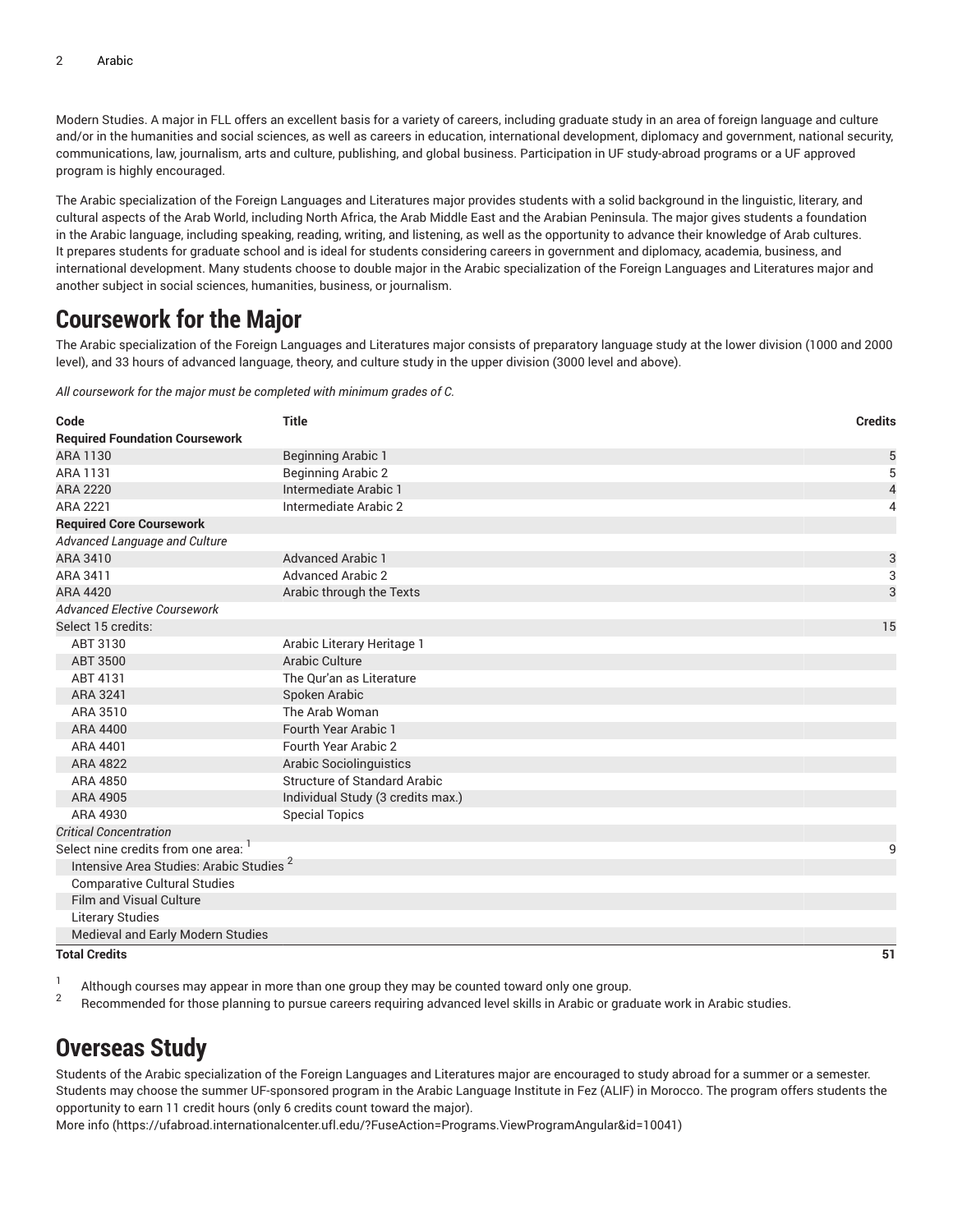Modern Studies. A major in FLL offers an excellent basis for a variety of careers, including graduate study in an area of foreign language and culture and/or in the humanities and social sciences, as well as careers in education, international development, diplomacy and government, national security, communications, law, journalism, arts and culture, publishing, and global business. Participation in UF study-abroad programs or a UF approved program is highly encouraged.

The Arabic specialization of the Foreign Languages and Literatures major provides students with a solid background in the linguistic, literary, and cultural aspects of the Arab World, including North Africa, the Arab Middle East and the Arabian Peninsula. The major gives students a foundation in the Arabic language, including speaking, reading, writing, and listening, as well as the opportunity to advance their knowledge of Arab cultures. It prepares students for graduate school and is ideal for students considering careers in government and diplomacy, academia, business, and international development. Many students choose to double major in the Arabic specialization of the Foreign Languages and Literatures major and another subject in social sciences, humanities, business, or journalism.

## Coursework for the Major

The Arabic specialization of the Foreign Languages and Literatures major consists of preparatory language study at the lower division (1000 and 2000 level), and 33 hours of advanced language, theory, and culture study in the upper division (3000 level and above).

*All coursework for the major must be completed with minimum grades of C.*

| Code | Title | Credits |
|---|---|---|
| **Required Foundation Coursework** | | |
| ARA 1130 | Beginning Arabic 1 | 5 |
| ARA 1131 | Beginning Arabic 2 | 5 |
| ARA 2220 | Intermediate Arabic 1 | 4 |
| ARA 2221 | Intermediate Arabic 2 | 4 |
| **Required Core Coursework** | | |
| *Advanced Language and Culture* | | |
| ARA 3410 | Advanced Arabic 1 | 3 |
| ARA 3411 | Advanced Arabic 2 | 3 |
| ARA 4420 | Arabic through the Texts | 3 |
| *Advanced Elective Coursework* | | |
| Select 15 credits: | | 15 |
| ABT 3130 | Arabic Literary Heritage 1 | |
| ABT 3500 | Arabic Culture | |
| ABT 4131 | The Qur'an as Literature | |
| ARA 3241 | Spoken Arabic | |
| ARA 3510 | The Arab Woman | |
| ARA 4400 | Fourth Year Arabic 1 | |
| ARA 4401 | Fourth Year Arabic 2 | |
| ARA 4822 | Arabic Sociolinguistics | |
| ARA 4850 | Structure of Standard Arabic | |
| ARA 4905 | Individual Study (3 credits max.) | |
| ARA 4930 | Special Topics | |
| *Critical Concentration* | | |
| Select nine credits from one area: [1] | | 9 |
| Intensive Area Studies: Arabic Studies [2] | | |
| Comparative Cultural Studies | | |
| Film and Visual Culture | | |
| Literary Studies | | |
| Medieval and Early Modern Studies | | |
| **Total Credits** | | **51** |

[1] Although courses may appear in more than one group they may be counted toward only one group.

[2] Recommended for those planning to pursue careers requiring advanced level skills in Arabic or graduate work in Arabic studies.

## Overseas Study

Students of the Arabic specialization of the Foreign Languages and Literatures major are encouraged to study abroad for a summer or a semester. Students may choose the summer UF-sponsored program in the Arabic Language Institute in Fez (ALIF) in Morocco. The program offers students the opportunity to earn 11 credit hours (only 6 credits count toward the major).
More info (https://ufabroad.internationalcenter.ufl.edu/?FuseAction=Programs.ViewProgramAngular&id=10041)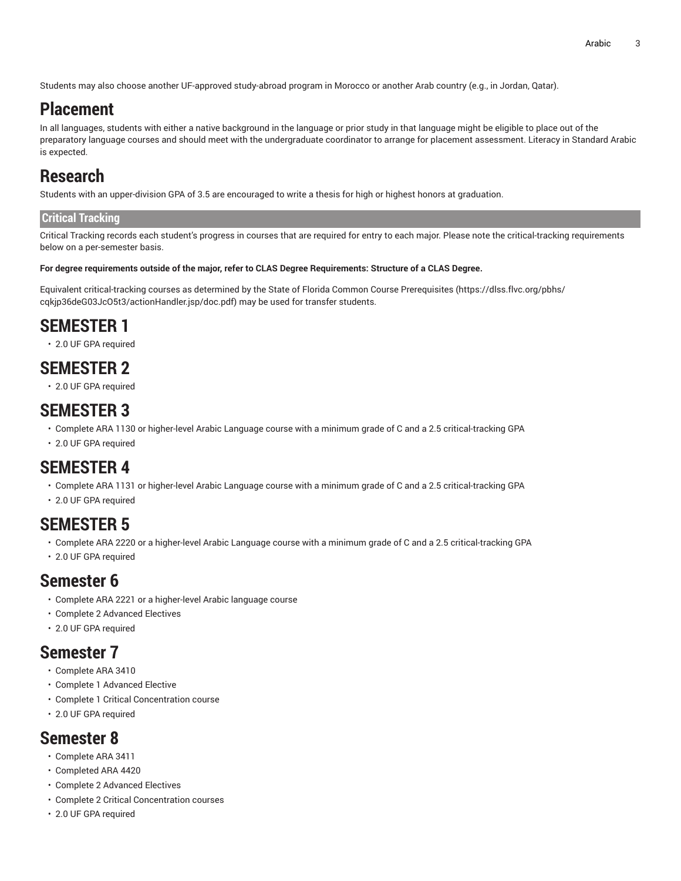Students may also choose another UF-approved study-abroad program in Morocco or another Arab country (e.g., in Jordan, Qatar).

# Placement

In all languages, students with either a native background in the language or prior study in that language might be eligible to place out of the preparatory language courses and should meet with the undergraduate coordinator to arrange for placement assessment. Literacy in Standard Arabic is expected.

# Research

Students with an upper-division GPA of 3.5 are encouraged to write a thesis for high or highest honors at graduation.

## Critical Tracking

Critical Tracking records each student's progress in courses that are required for entry to each major. Please note the critical-tracking requirements below on a per-semester basis.

**For degree requirements outside of the major, refer to CLAS Degree Requirements: Structure of a CLAS Degree.**

Equivalent critical-tracking courses as determined by the State of Florida Common Course Prerequisites (https://dlss.flvc.org/pbhs/cqkjp36deG03JcO5t3/actionHandler.jsp/doc.pdf) may be used for transfer students.

# SEMESTER 1

- 2.0 UF GPA required

# SEMESTER 2

- 2.0 UF GPA required

# SEMESTER 3

- Complete ARA 1130 or higher-level Arabic Language course with a minimum grade of C and a 2.5 critical-tracking GPA
- 2.0 UF GPA required

# SEMESTER 4

- Complete ARA 1131 or higher-level Arabic Language course with a minimum grade of C and a 2.5 critical-tracking GPA
- 2.0 UF GPA required

# SEMESTER 5

- Complete ARA 2220 or a higher-level Arabic Language course with a minimum grade of C and a 2.5 critical-tracking GPA
- 2.0 UF GPA required

# Semester 6

- Complete ARA 2221 or a higher-level Arabic language course
- Complete 2 Advanced Electives
- 2.0 UF GPA required

# Semester 7

- Complete ARA 3410
- Complete 1 Advanced Elective
- Complete 1 Critical Concentration course
- 2.0 UF GPA required

# Semester 8

- Complete ARA 3411
- Completed ARA 4420
- Complete 2 Advanced Electives
- Complete 2 Critical Concentration courses
- 2.0 UF GPA required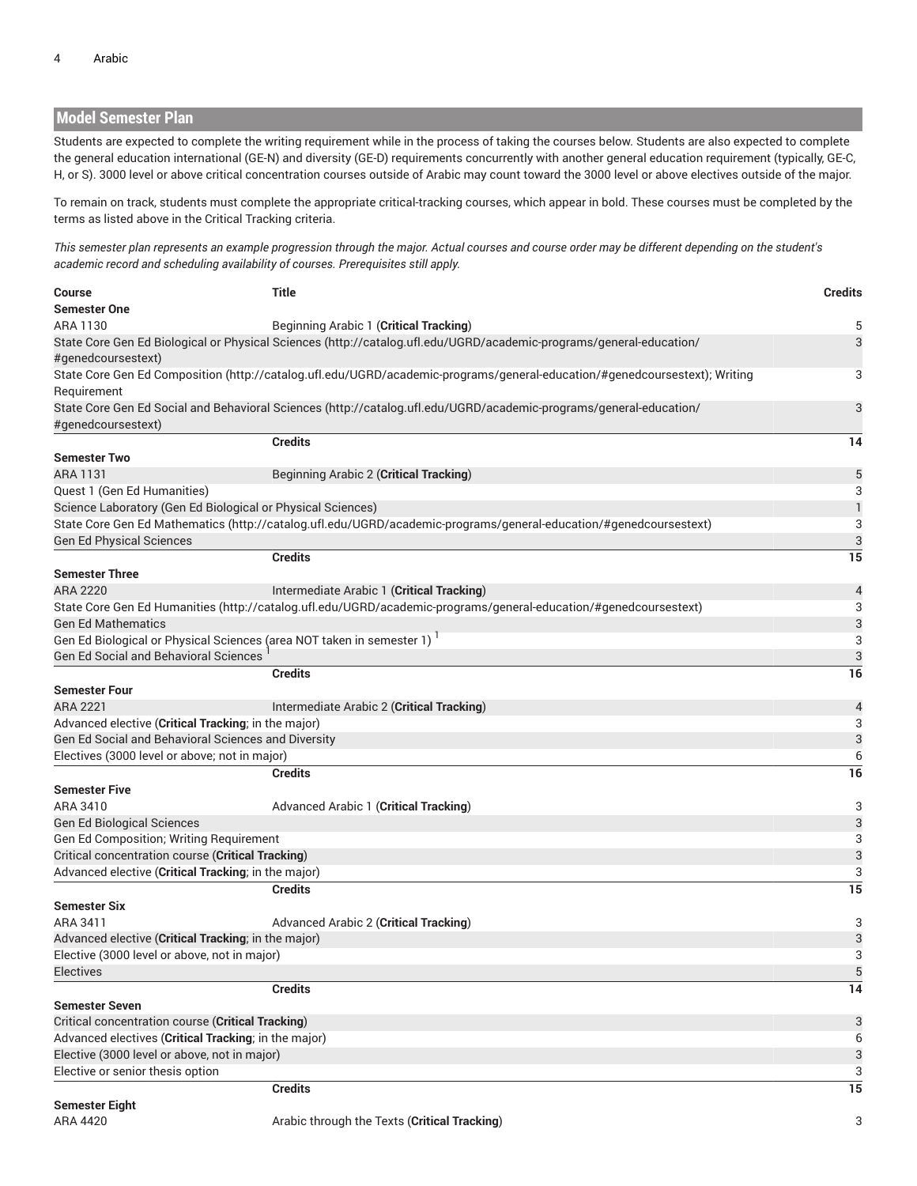## Model Semester Plan

Students are expected to complete the writing requirement while in the process of taking the courses below. Students are also expected to complete the general education international (GE-N) and diversity (GE-D) requirements concurrently with another general education requirement (typically, GE-C, H, or S). 3000 level or above critical concentration courses outside of Arabic may count toward the 3000 level or above electives outside of the major.

To remain on track, students must complete the appropriate critical-tracking courses, which appear in bold. These courses must be completed by the terms as listed above in the Critical Tracking criteria.

*This semester plan represents an example progression through the major. Actual courses and course order may be different depending on the student's academic record and scheduling availability of courses. Prerequisites still apply.*

| Course | Title | Credits |
|---|---|---|
| **Semester One** | | |
| ARA 1130 | Beginning Arabic 1 (**Critical Tracking**) | 5 |
| State Core Gen Ed Biological or Physical Sciences (http://catalog.ufl.edu/UGRD/academic-programs/general-education/#genedcoursestext) | | 3 |
| State Core Gen Ed Composition (http://catalog.ufl.edu/UGRD/academic-programs/general-education/#genedcoursestext); Writing Requirement | | 3 |
| State Core Gen Ed Social and Behavioral Sciences (http://catalog.ufl.edu/UGRD/academic-programs/general-education/#genedcoursestext) | | 3 |
| | **Credits** | **14** |
| **Semester Two** | | |
| ARA 1131 | Beginning Arabic 2 (**Critical Tracking**) | 5 |
| Quest 1 (Gen Ed Humanities) | | 3 |
| Science Laboratory (Gen Ed Biological or Physical Sciences) | | 1 |
| State Core Gen Ed Mathematics (http://catalog.ufl.edu/UGRD/academic-programs/general-education/#genedcoursestext) | | 3 |
| Gen Ed Physical Sciences | | 3 |
| | **Credits** | **15** |
| **Semester Three** | | |
| ARA 2220 | Intermediate Arabic 1 (**Critical Tracking**) | 4 |
| State Core Gen Ed Humanities (http://catalog.ufl.edu/UGRD/academic-programs/general-education/#genedcoursestext) | | 3 |
| Gen Ed Mathematics | | 3 |
| Gen Ed Biological or Physical Sciences (area NOT taken in semester 1) [1] | | 3 |
| Gen Ed Social and Behavioral Sciences [1] | | 3 |
| | **Credits** | **16** |
| **Semester Four** | | |
| ARA 2221 | Intermediate Arabic 2 (**Critical Tracking**) | 4 |
| Advanced elective (**Critical Tracking**; in the major) | | 3 |
| Gen Ed Social and Behavioral Sciences and Diversity | | 3 |
| Electives (3000 level or above; not in major) | | 6 |
| | **Credits** | **16** |
| **Semester Five** | | |
| ARA 3410 | Advanced Arabic 1 (**Critical Tracking**) | 3 |
| Gen Ed Biological Sciences | | 3 |
| Gen Ed Composition; Writing Requirement | | 3 |
| Critical concentration course (**Critical Tracking**) | | 3 |
| Advanced elective (**Critical Tracking**; in the major) | | 3 |
| | **Credits** | **15** |
| **Semester Six** | | |
| ARA 3411 | Advanced Arabic 2 (**Critical Tracking**) | 3 |
| Advanced elective (**Critical Tracking**; in the major) | | 3 |
| Elective (3000 level or above, not in major) | | 3 |
| Electives | | 5 |
| | **Credits** | **14** |
| **Semester Seven** | | |
| Critical concentration course (**Critical Tracking**) | | 3 |
| Advanced electives (**Critical Tracking**; in the major) | | 6 |
| Elective (3000 level or above, not in major) | | 3 |
| Elective or senior thesis option | | 3 |
| | **Credits** | **15** |
| **Semester Eight** | | |
| ARA 4420 | Arabic through the Texts (**Critical Tracking**) | 3 |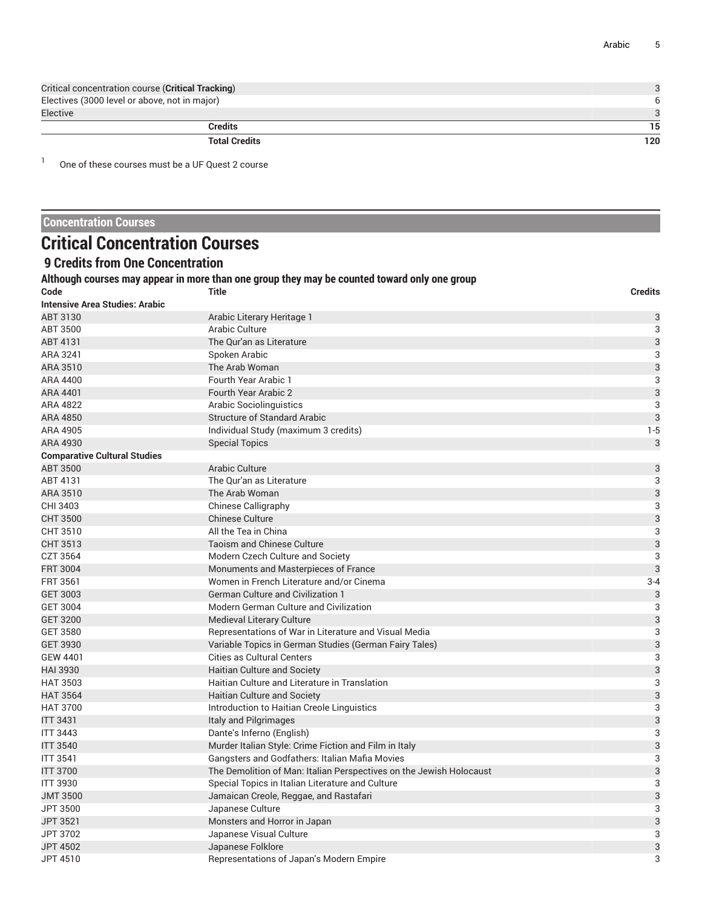| | | |
|---|---|---|
| Critical concentration course (**Critical Tracking**) | | 3 |
| Electives (3000 level or above, not in major) | | 6 |
| Elective | | 3 |
| | **Credits** | **15** |
| | **Total Credits** | **120** |

[1] One of these courses must be a UF Quest 2 course

## Concentration Courses

# Critical Concentration Courses

### 9 Credits from One Concentration

**Although courses may appear in more than one group they may be counted toward only one group**

| Code | Title | Credits |
|---|---|---|
| **Intensive Area Studies: Arabic** | | |
| ABT 3130 | Arabic Literary Heritage 1 | 3 |
| ABT 3500 | Arabic Culture | 3 |
| ABT 4131 | The Qur'an as Literature | 3 |
| ARA 3241 | Spoken Arabic | 3 |
| ARA 3510 | The Arab Woman | 3 |
| ARA 4400 | Fourth Year Arabic 1 | 3 |
| ARA 4401 | Fourth Year Arabic 2 | 3 |
| ARA 4822 | Arabic Sociolinguistics | 3 |
| ARA 4850 | Structure of Standard Arabic | 3 |
| ARA 4905 | Individual Study (maximum 3 credits) | 1-5 |
| ARA 4930 | Special Topics | 3 |
| **Comparative Cultural Studies** | | |
| ABT 3500 | Arabic Culture | 3 |
| ABT 4131 | The Qur'an as Literature | 3 |
| ARA 3510 | The Arab Woman | 3 |
| CHI 3403 | Chinese Calligraphy | 3 |
| CHT 3500 | Chinese Culture | 3 |
| CHT 3510 | All the Tea in China | 3 |
| CHT 3513 | Taoism and Chinese Culture | 3 |
| CZT 3564 | Modern Czech Culture and Society | 3 |
| FRT 3004 | Monuments and Masterpieces of France | 3 |
| FRT 3561 | Women in French Literature and/or Cinema | 3-4 |
| GET 3003 | German Culture and Civilization 1 | 3 |
| GET 3004 | Modern German Culture and Civilization | 3 |
| GET 3200 | Medieval Literary Culture | 3 |
| GET 3580 | Representations of War in Literature and Visual Media | 3 |
| GET 3930 | Variable Topics in German Studies (German Fairy Tales) | 3 |
| GEW 4401 | Cities as Cultural Centers | 3 |
| HAI 3930 | Haitian Culture and Society | 3 |
| HAT 3503 | Haitian Culture and Literature in Translation | 3 |
| HAT 3564 | Haitian Culture and Society | 3 |
| HAT 3700 | Introduction to Haitian Creole Linguistics | 3 |
| ITT 3431 | Italy and Pilgrimages | 3 |
| ITT 3443 | Dante's Inferno (English) | 3 |
| ITT 3540 | Murder Italian Style: Crime Fiction and Film in Italy | 3 |
| ITT 3541 | Gangsters and Godfathers: Italian Mafia Movies | 3 |
| ITT 3700 | The Demolition of Man: Italian Perspectives on the Jewish Holocaust | 3 |
| ITT 3930 | Special Topics in Italian Literature and Culture | 3 |
| JMT 3500 | Jamaican Creole, Reggae, and Rastafari | 3 |
| JPT 3500 | Japanese Culture | 3 |
| JPT 3521 | Monsters and Horror in Japan | 3 |
| JPT 3702 | Japanese Visual Culture | 3 |
| JPT 4502 | Japanese Folklore | 3 |
| JPT 4510 | Representations of Japan's Modern Empire | 3 |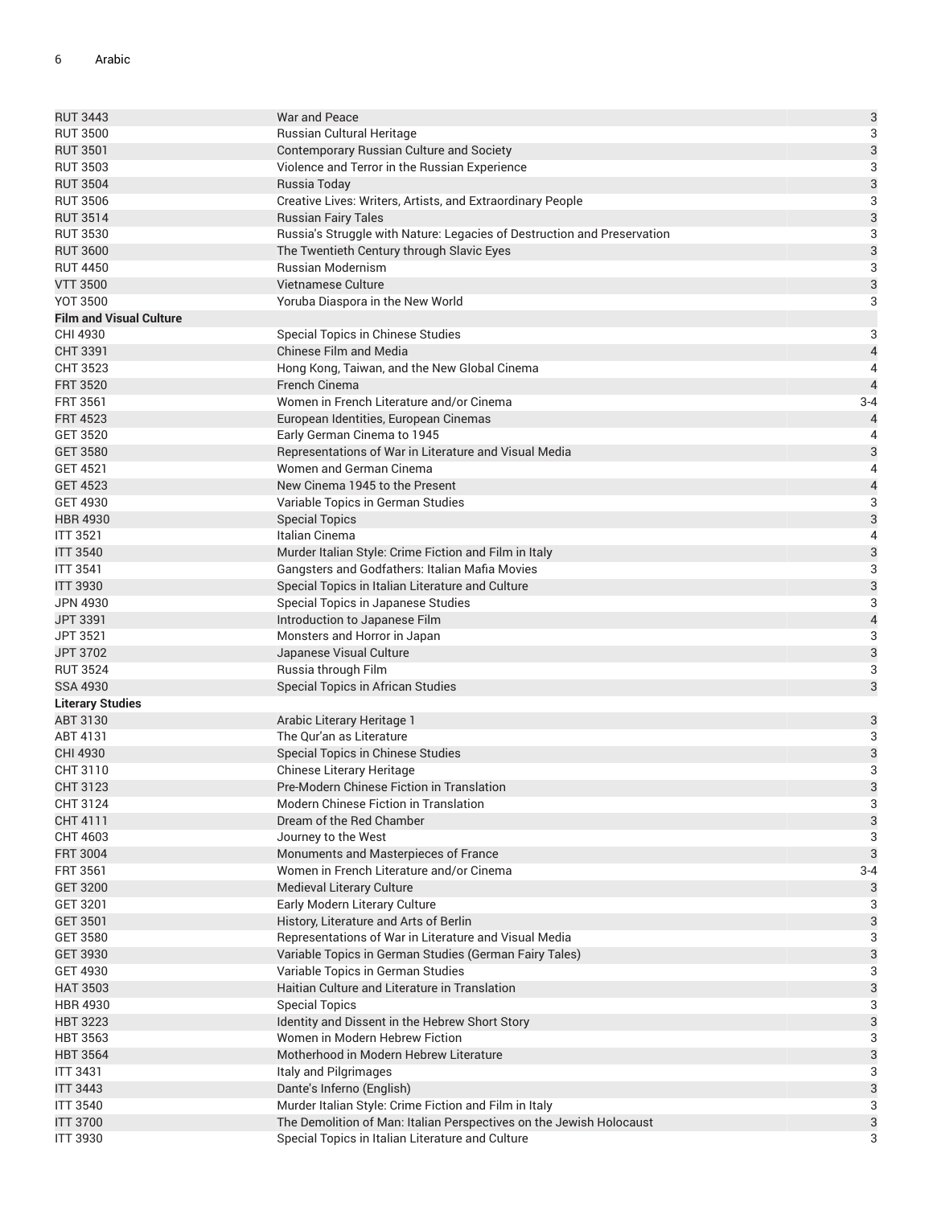| | | |
|---|---|---|
| RUT 3443 | War and Peace | 3 |
| RUT 3500 | Russian Cultural Heritage | 3 |
| RUT 3501 | Contemporary Russian Culture and Society | 3 |
| RUT 3503 | Violence and Terror in the Russian Experience | 3 |
| RUT 3504 | Russia Today | 3 |
| RUT 3506 | Creative Lives: Writers, Artists, and Extraordinary People | 3 |
| RUT 3514 | Russian Fairy Tales | 3 |
| RUT 3530 | Russia's Struggle with Nature: Legacies of Destruction and Preservation | 3 |
| RUT 3600 | The Twentieth Century through Slavic Eyes | 3 |
| RUT 4450 | Russian Modernism | 3 |
| VTT 3500 | Vietnamese Culture | 3 |
| YOT 3500 | Yoruba Diaspora in the New World | 3 |
| **Film and Visual Culture** | | |
| CHI 4930 | Special Topics in Chinese Studies | 3 |
| CHT 3391 | Chinese Film and Media | 4 |
| CHT 3523 | Hong Kong, Taiwan, and the New Global Cinema | 4 |
| FRT 3520 | French Cinema | 4 |
| FRT 3561 | Women in French Literature and/or Cinema | 3-4 |
| FRT 4523 | European Identities, European Cinemas | 4 |
| GET 3520 | Early German Cinema to 1945 | 4 |
| GET 3580 | Representations of War in Literature and Visual Media | 3 |
| GET 4521 | Women and German Cinema | 4 |
| GET 4523 | New Cinema 1945 to the Present | 4 |
| GET 4930 | Variable Topics in German Studies | 3 |
| HBR 4930 | Special Topics | 3 |
| ITT 3521 | Italian Cinema | 4 |
| ITT 3540 | Murder Italian Style: Crime Fiction and Film in Italy | 3 |
| ITT 3541 | Gangsters and Godfathers: Italian Mafia Movies | 3 |
| ITT 3930 | Special Topics in Italian Literature and Culture | 3 |
| JPN 4930 | Special Topics in Japanese Studies | 3 |
| JPT 3391 | Introduction to Japanese Film | 4 |
| JPT 3521 | Monsters and Horror in Japan | 3 |
| JPT 3702 | Japanese Visual Culture | 3 |
| RUT 3524 | Russia through Film | 3 |
| SSA 4930 | Special Topics in African Studies | 3 |
| **Literary Studies** | | |
| ABT 3130 | Arabic Literary Heritage 1 | 3 |
| ABT 4131 | The Qur'an as Literature | 3 |
| CHI 4930 | Special Topics in Chinese Studies | 3 |
| CHT 3110 | Chinese Literary Heritage | 3 |
| CHT 3123 | Pre-Modern Chinese Fiction in Translation | 3 |
| CHT 3124 | Modern Chinese Fiction in Translation | 3 |
| CHT 4111 | Dream of the Red Chamber | 3 |
| CHT 4603 | Journey to the West | 3 |
| FRT 3004 | Monuments and Masterpieces of France | 3 |
| FRT 3561 | Women in French Literature and/or Cinema | 3-4 |
| GET 3200 | Medieval Literary Culture | 3 |
| GET 3201 | Early Modern Literary Culture | 3 |
| GET 3501 | History, Literature and Arts of Berlin | 3 |
| GET 3580 | Representations of War in Literature and Visual Media | 3 |
| GET 3930 | Variable Topics in German Studies (German Fairy Tales) | 3 |
| GET 4930 | Variable Topics in German Studies | 3 |
| HAT 3503 | Haitian Culture and Literature in Translation | 3 |
| HBR 4930 | Special Topics | 3 |
| HBT 3223 | Identity and Dissent in the Hebrew Short Story | 3 |
| HBT 3563 | Women in Modern Hebrew Fiction | 3 |
| HBT 3564 | Motherhood in Modern Hebrew Literature | 3 |
| ITT 3431 | Italy and Pilgrimages | 3 |
| ITT 3443 | Dante's Inferno (English) | 3 |
| ITT 3540 | Murder Italian Style: Crime Fiction and Film in Italy | 3 |
| ITT 3700 | The Demolition of Man: Italian Perspectives on the Jewish Holocaust | 3 |
| ITT 3930 | Special Topics in Italian Literature and Culture | 3 |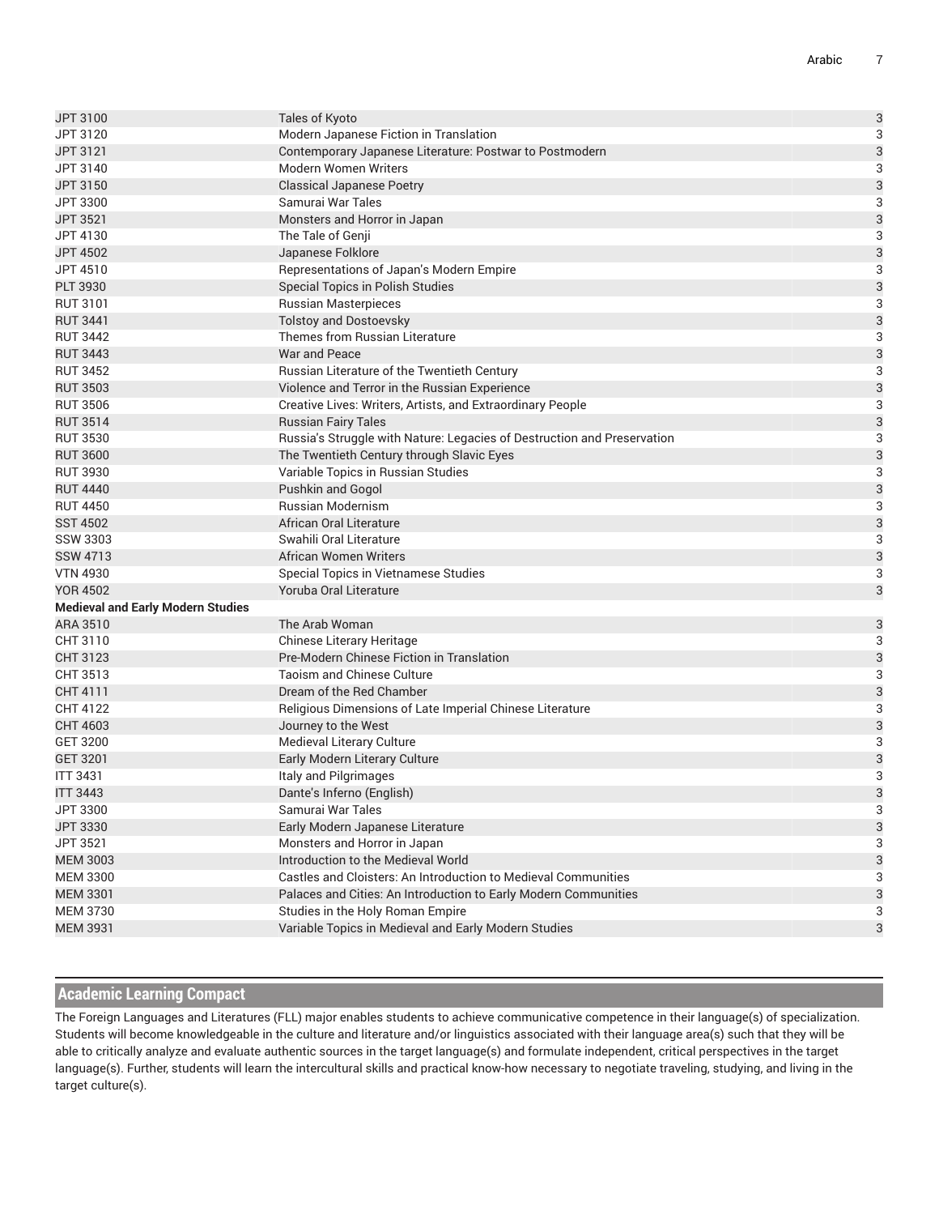| | | |
|---|---|---|
| JPT 3100 | Tales of Kyoto | 3 |
| JPT 3120 | Modern Japanese Fiction in Translation | 3 |
| JPT 3121 | Contemporary Japanese Literature: Postwar to Postmodern | 3 |
| JPT 3140 | Modern Women Writers | 3 |
| JPT 3150 | Classical Japanese Poetry | 3 |
| JPT 3300 | Samurai War Tales | 3 |
| JPT 3521 | Monsters and Horror in Japan | 3 |
| JPT 4130 | The Tale of Genji | 3 |
| JPT 4502 | Japanese Folklore | 3 |
| JPT 4510 | Representations of Japan's Modern Empire | 3 |
| PLT 3930 | Special Topics in Polish Studies | 3 |
| RUT 3101 | Russian Masterpieces | 3 |
| RUT 3441 | Tolstoy and Dostoevsky | 3 |
| RUT 3442 | Themes from Russian Literature | 3 |
| RUT 3443 | War and Peace | 3 |
| RUT 3452 | Russian Literature of the Twentieth Century | 3 |
| RUT 3503 | Violence and Terror in the Russian Experience | 3 |
| RUT 3506 | Creative Lives: Writers, Artists, and Extraordinary People | 3 |
| RUT 3514 | Russian Fairy Tales | 3 |
| RUT 3530 | Russia's Struggle with Nature: Legacies of Destruction and Preservation | 3 |
| RUT 3600 | The Twentieth Century through Slavic Eyes | 3 |
| RUT 3930 | Variable Topics in Russian Studies | 3 |
| RUT 4440 | Pushkin and Gogol | 3 |
| RUT 4450 | Russian Modernism | 3 |
| SST 4502 | African Oral Literature | 3 |
| SSW 3303 | Swahili Oral Literature | 3 |
| SSW 4713 | African Women Writers | 3 |
| VTN 4930 | Special Topics in Vietnamese Studies | 3 |
| YOR 4502 | Yoruba Oral Literature | 3 |
| **Medieval and Early Modern Studies** | | |
| ARA 3510 | The Arab Woman | 3 |
| CHT 3110 | Chinese Literary Heritage | 3 |
| CHT 3123 | Pre-Modern Chinese Fiction in Translation | 3 |
| CHT 3513 | Taoism and Chinese Culture | 3 |
| CHT 4111 | Dream of the Red Chamber | 3 |
| CHT 4122 | Religious Dimensions of Late Imperial Chinese Literature | 3 |
| CHT 4603 | Journey to the West | 3 |
| GET 3200 | Medieval Literary Culture | 3 |
| GET 3201 | Early Modern Literary Culture | 3 |
| ITT 3431 | Italy and Pilgrimages | 3 |
| ITT 3443 | Dante's Inferno (English) | 3 |
| JPT 3300 | Samurai War Tales | 3 |
| JPT 3330 | Early Modern Japanese Literature | 3 |
| JPT 3521 | Monsters and Horror in Japan | 3 |
| MEM 3003 | Introduction to the Medieval World | 3 |
| MEM 3300 | Castles and Cloisters: An Introduction to Medieval Communities | 3 |
| MEM 3301 | Palaces and Cities: An Introduction to Early Modern Communities | 3 |
| MEM 3730 | Studies in the Holy Roman Empire | 3 |
| MEM 3931 | Variable Topics in Medieval and Early Modern Studies | 3 |

## Academic Learning Compact

The Foreign Languages and Literatures (FLL) major enables students to achieve communicative competence in their language(s) of specialization. Students will become knowledgeable in the culture and literature and/or linguistics associated with their language area(s) such that they will be able to critically analyze and evaluate authentic sources in the target language(s) and formulate independent, critical perspectives in the target language(s). Further, students will learn the intercultural skills and practical know-how necessary to negotiate traveling, studying, and living in the target culture(s).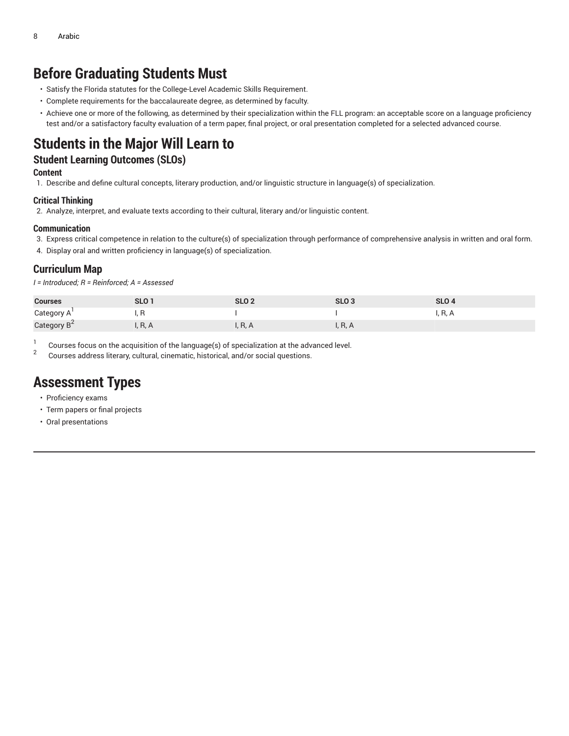# Before Graduating Students Must

- Satisfy the Florida statutes for the College-Level Academic Skills Requirement.
- Complete requirements for the baccalaureate degree, as determined by faculty.
- Achieve one or more of the following, as determined by their specialization within the FLL program: an acceptable score on a language proficiency test and/or a satisfactory faculty evaluation of a term paper, final project, or oral presentation completed for a selected advanced course.

# Students in the Major Will Learn to

## Student Learning Outcomes (SLOs)

### Content

1. Describe and define cultural concepts, literary production, and/or linguistic structure in language(s) of specialization.

### Critical Thinking

2. Analyze, interpret, and evaluate texts according to their cultural, literary and/or linguistic content.

### Communication

3. Express critical competence in relation to the culture(s) of specialization through performance of comprehensive analysis in written and oral form.
4. Display oral and written proficiency in language(s) of specialization.

## Curriculum Map

*I = Introduced; R = Reinforced; A = Assessed*

| Courses | SLO 1 | SLO 2 | SLO 3 | SLO 4 |
|---|---|---|---|---|
| Category A[1] | I, R | I | I | I, R, A |
| Category B[2] | I, R, A | I, R, A | I, R, A | |

[1] Courses focus on the acquisition of the language(s) of specialization at the advanced level.
[2] Courses address literary, cultural, cinematic, historical, and/or social questions.

# Assessment Types

- Proficiency exams
- Term papers or final projects
- Oral presentations